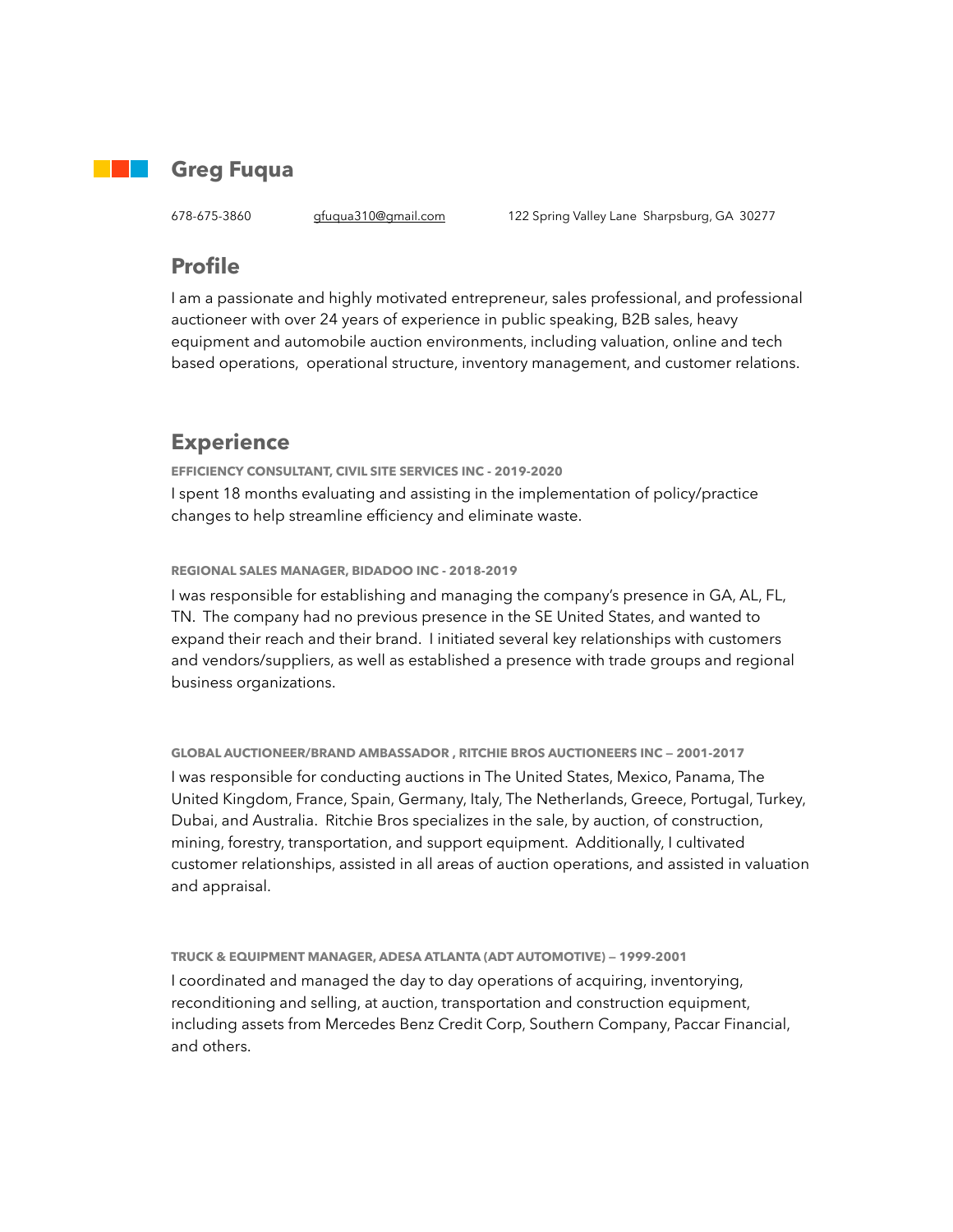# Greg Fuqua

678-675-3860 gfuqua310@gmail.com 122 Spring Valley Lane Sharpsburg, GA 30277

## Profile

I am a passionate and highly motivated entrepreneur, sales professional, and professional auctioneer with over 24 years of experience in public speaking, B2B sales, heavy equipment and automobile auction environments, including valuation, online and tech based operations, operational structure, inventory management, and customer relations.

## Experience

**EFFICIENCY CONSULTANT, CIVIL SITE SERVICES INC - 2019-2020**

I spent 18 months evaluating and assisting in the implementation of policy/practice changes to help streamline efficiency and eliminate waste.

**REGIONAL SALES MANAGER, BIDADOO INC - 2018-2019**

I was responsible for establishing and managing the company's presence in GA, AL, FL, TN. The company had no previous presence in the SE United States, and wanted to expand their reach and their brand. I initiated several key relationships with customers and vendors/suppliers, as well as established a presence with trade groups and regional business organizations.

**GLOBAL AUCTIONEER/BRAND AMBASSADOR , RITCHIE BROS AUCTIONEERS INC — 2001-2017**

I was responsible for conducting auctions in The United States, Mexico, Panama, The United Kingdom, France, Spain, Germany, Italy, The Netherlands, Greece, Portugal, Turkey, Dubai, and Australia. Ritchie Bros specializes in the sale, by auction, of construction, mining, forestry, transportation, and support equipment. Additionally, I cultivated customer relationships, assisted in all areas of auction operations, and assisted in valuation and appraisal.

**TRUCK & EQUIPMENT MANAGER, ADESA ATLANTA (ADT AUTOMOTIVE) — 1999-2001**

I coordinated and managed the day to day operations of acquiring, inventorying, reconditioning and selling, at auction, transportation and construction equipment, including assets from Mercedes Benz Credit Corp, Southern Company, Paccar Financial, and others.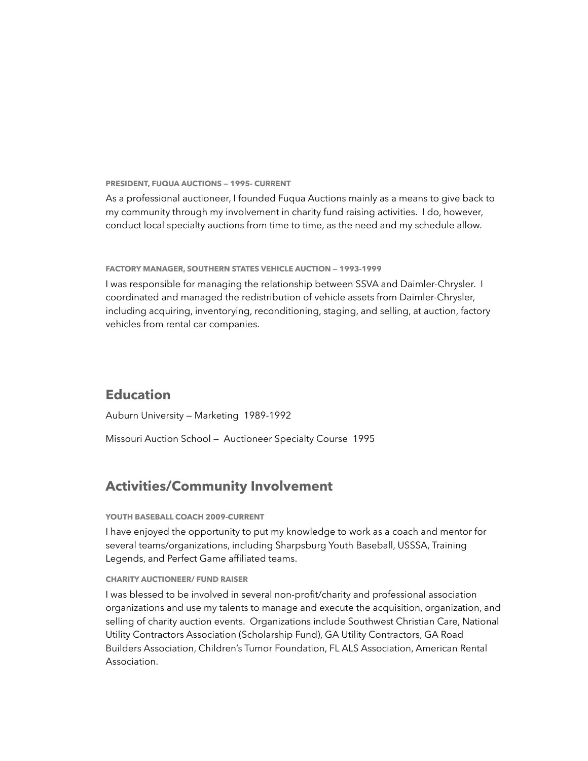**PRESIDENT, FUQUA AUCTIONS — 1995- CURRENT**

As a professional auctioneer, I founded Fuqua Auctions mainly as a means to give back to my community through my involvement in charity fund raising activities.  I do, however, conduct local specialty auctions from time to time, as the need and my schedule allow.

**FACTORY MANAGER, SOUTHERN STATES VEHICLE AUCTION — 1993-1999**

I was responsible for managing the relationship between SSVA and Daimler-Chrysler.  I coordinated and managed the redistribution of vehicle assets from Daimler-Chrysler, including acquiring, inventorying, reconditioning, staging, and selling, at auction, factory vehicles from rental car companies.

## Education

Auburn University — Marketing  1989-1992

Missouri Auction School —  Auctioneer Specialty Course  1995

## Activities/Community Involvement

**YOUTH BASEBALL COACH 2009-CURRENT**

I have enjoyed the opportunity to put my knowledge to work as a coach and mentor for several teams/organizations, including Sharpsburg Youth Baseball, USSSA, Training Legends, and Perfect Game affiliated teams.

**CHARITY AUCTIONEER/ FUND RAISER**

I was blessed to be involved in several non-profit/charity and professional association organizations and use my talents to manage and execute the acquisition, organization, and selling of charity auction events.  Organizations include Southwest Christian Care, National Utility Contractors Association (Scholarship Fund), GA Utility Contractors, GA Road Builders Association, Children's Tumor Foundation, FL ALS Association, American Rental Association.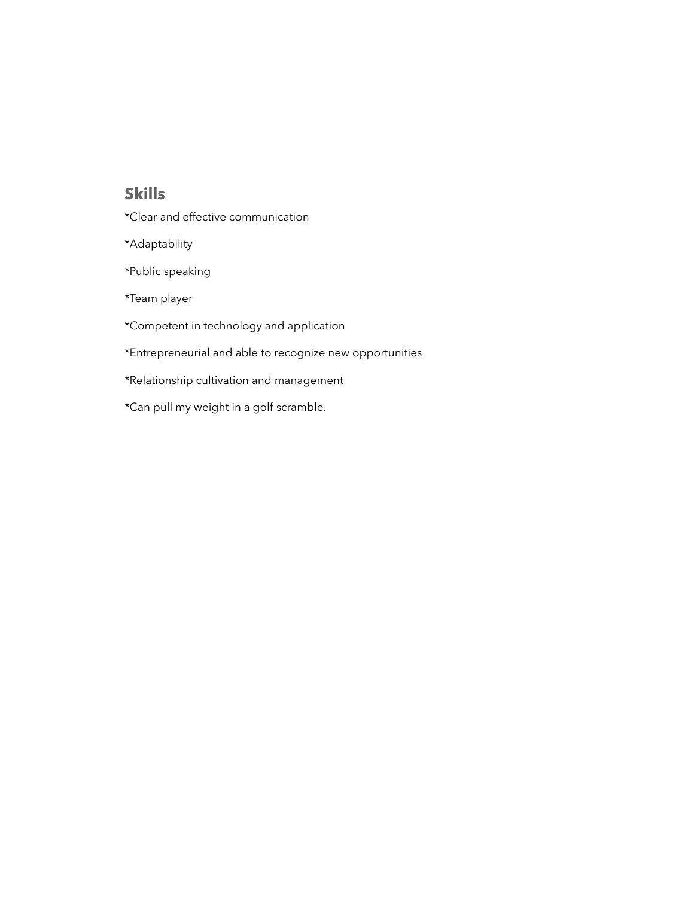## Skills

*Clear and effective communication

*Adaptability

*Public speaking

*Team player

*Competent in technology and application

*Entrepreneurial and able to recognize new opportunities

*Relationship cultivation and management

*Can pull my weight in a golf scramble.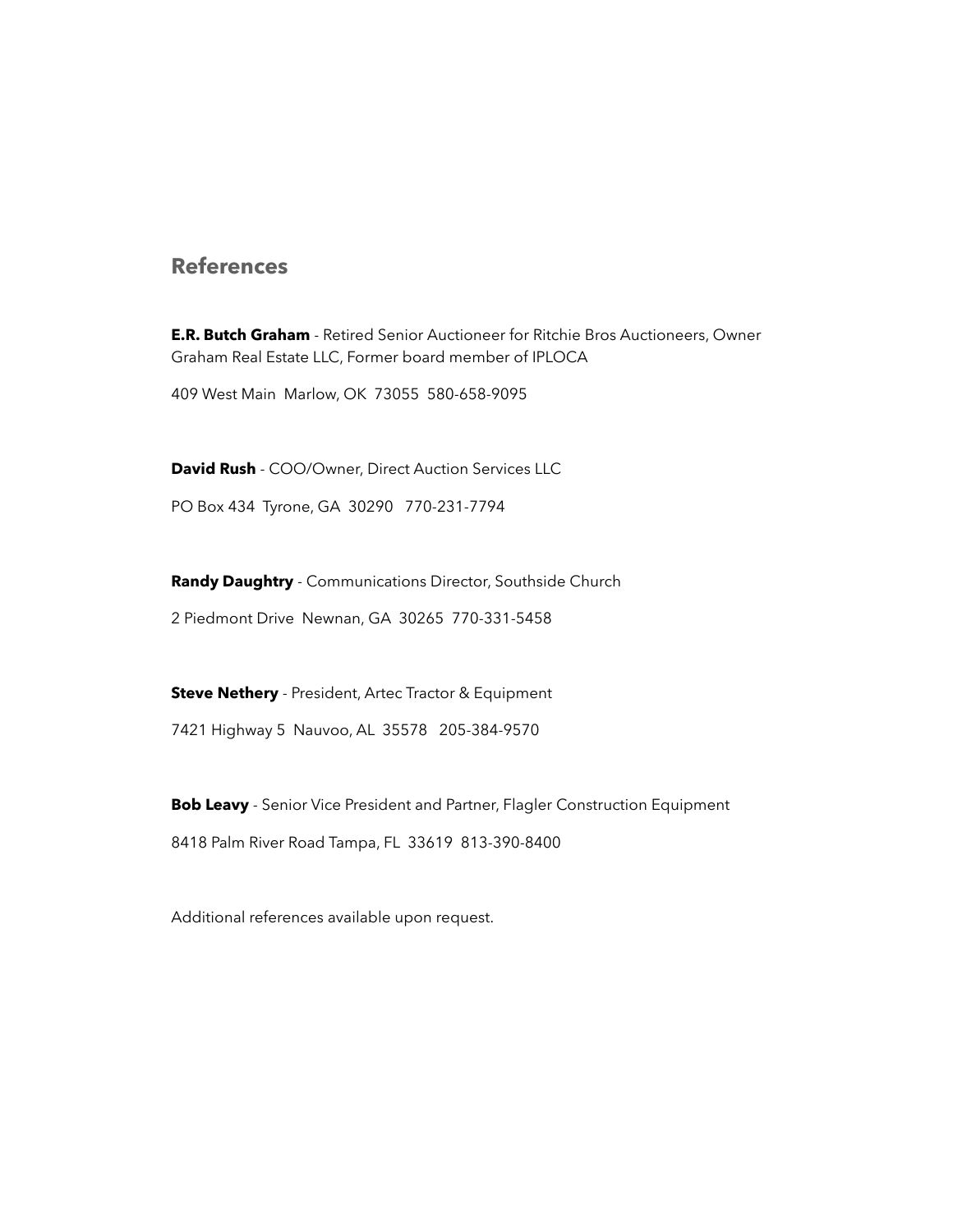## References

**E.R. Butch Graham** - Retired Senior Auctioneer for Ritchie Bros Auctioneers, Owner Graham Real Estate LLC, Former board member of IPLOCA

409 West Main  Marlow, OK  73055  580-658-9095

**David Rush** - COO/Owner, Direct Auction Services LLC

PO Box 434  Tyrone, GA  30290   770-231-7794

**Randy Daughtry** - Communications Director, Southside Church

2 Piedmont Drive  Newnan, GA  30265  770-331-5458

**Steve Nethery** - President, Artec Tractor & Equipment

7421 Highway 5  Nauvoo, AL  35578   205-384-9570

**Bob Leavy** - Senior Vice President and Partner, Flagler Construction Equipment

8418 Palm River Road Tampa, FL  33619  813-390-8400

Additional references available upon request.